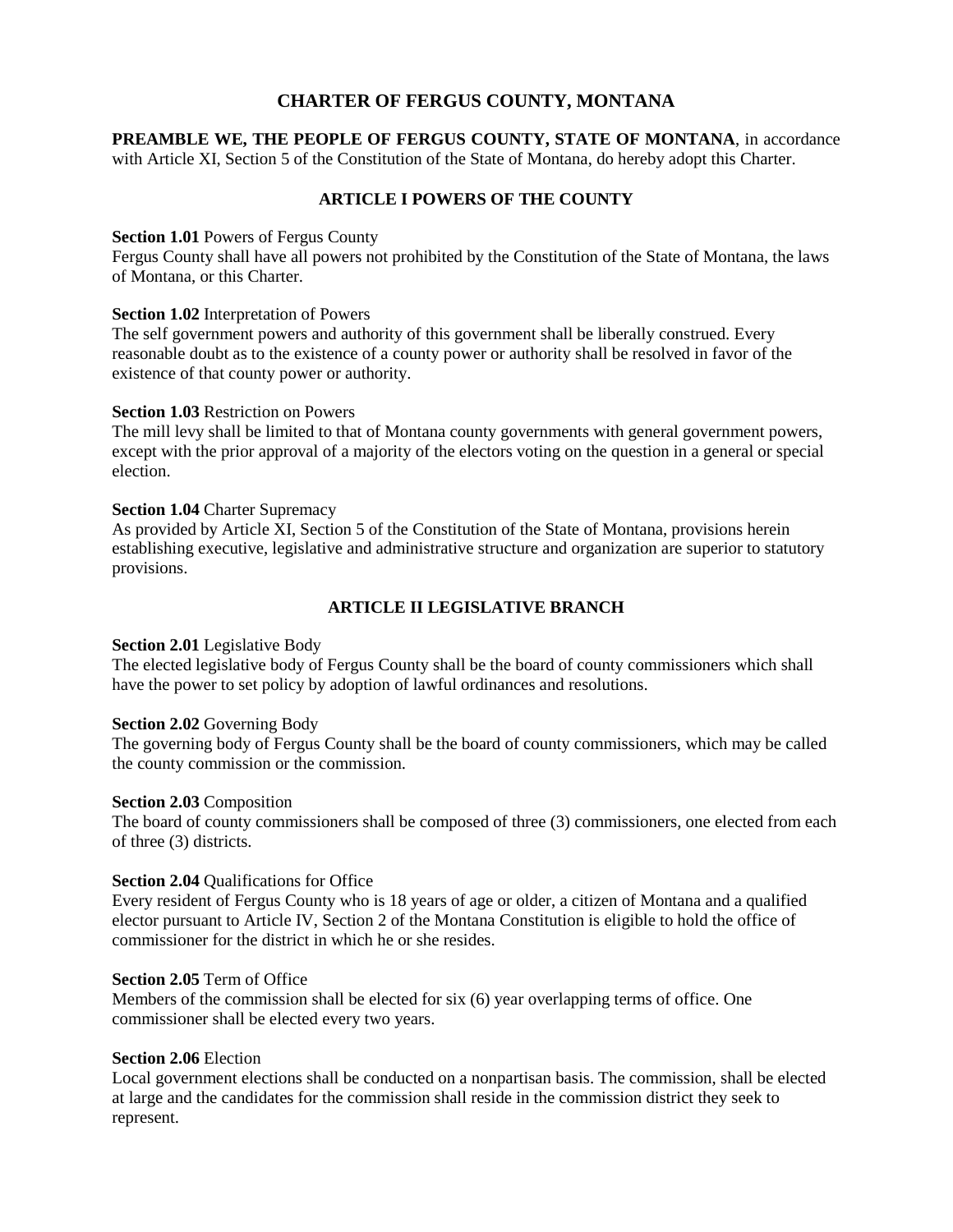# CHARTER OF FERGUS COUNTY, MONTANA

**PREAMBLE WE, THE PEOPLE OF FERGUS COUNTY, STATE OF MONTANA**, in accordance with Article XI, Section 5 of the Constitution of the State of Montana, do hereby adopt this Charter.

## ARTICLE I POWERS OF THE COUNTY

**Section 1.01** Powers of Fergus County
Fergus County shall have all powers not prohibited by the Constitution of the State of Montana, the laws of Montana, or this Charter.

**Section 1.02** Interpretation of Powers
The self government powers and authority of this government shall be liberally construed. Every reasonable doubt as to the existence of a county power or authority shall be resolved in favor of the existence of that county power or authority.

**Section 1.03** Restriction on Powers
The mill levy shall be limited to that of Montana county governments with general government powers, except with the prior approval of a majority of the electors voting on the question in a general or special election.

**Section 1.04** Charter Supremacy
As provided by Article XI, Section 5 of the Constitution of the State of Montana, provisions herein establishing executive, legislative and administrative structure and organization are superior to statutory provisions.

## ARTICLE II LEGISLATIVE BRANCH

**Section 2.01** Legislative Body
The elected legislative body of Fergus County shall be the board of county commissioners which shall have the power to set policy by adoption of lawful ordinances and resolutions.

**Section 2.02** Governing Body
The governing body of Fergus County shall be the board of county commissioners, which may be called the county commission or the commission.

**Section 2.03** Composition
The board of county commissioners shall be composed of three (3) commissioners, one elected from each of three (3) districts.

**Section 2.04** Qualifications for Office
Every resident of Fergus County who is 18 years of age or older, a citizen of Montana and a qualified elector pursuant to Article IV, Section 2 of the Montana Constitution is eligible to hold the office of commissioner for the district in which he or she resides.

**Section 2.05** Term of Office
Members of the commission shall be elected for six (6) year overlapping terms of office. One commissioner shall be elected every two years.

**Section 2.06** Election
Local government elections shall be conducted on a nonpartisan basis. The commission, shall be elected at large and the candidates for the commission shall reside in the commission district they seek to represent.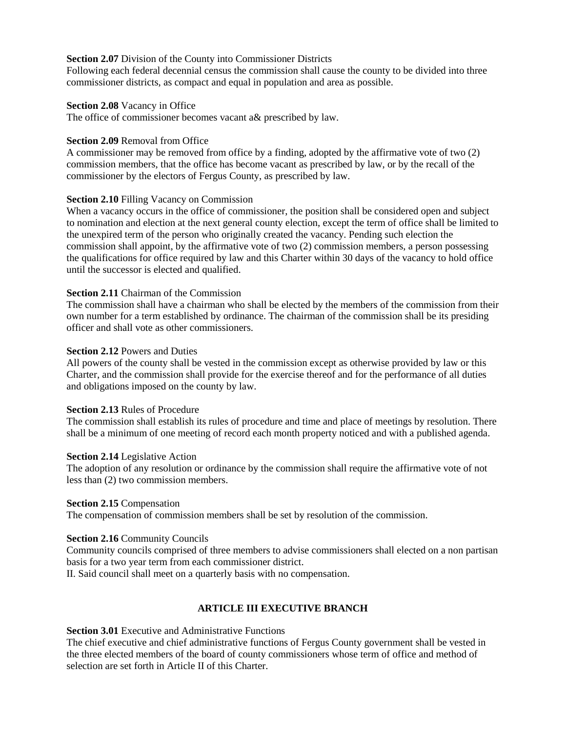**Section 2.07** Division of the County into Commissioner Districts
Following each federal decennial census the commission shall cause the county to be divided into three commissioner districts, as compact and equal in population and area as possible.

**Section 2.08** Vacancy in Office
The office of commissioner becomes vacant a& prescribed by law.

**Section 2.09** Removal from Office
A commissioner may be removed from office by a finding, adopted by the affirmative vote of two (2) commission members, that the office has become vacant as prescribed by law, or by the recall of the commissioner by the electors of Fergus County, as prescribed by law.

**Section 2.10** Filling Vacancy on Commission
When a vacancy occurs in the office of commissioner, the position shall be considered open and subject to nomination and election at the next general county election, except the term of office shall be limited to the unexpired term of the person who originally created the vacancy. Pending such election the commission shall appoint, by the affirmative vote of two (2) commission members, a person possessing the qualifications for office required by law and this Charter within 30 days of the vacancy to hold office until the successor is elected and qualified.

**Section 2.11** Chairman of the Commission
The commission shall have a chairman who shall be elected by the members of the commission from their own number for a term established by ordinance. The chairman of the commission shall be its presiding officer and shall vote as other commissioners.

**Section 2.12** Powers and Duties
All powers of the county shall be vested in the commission except as otherwise provided by law or this Charter, and the commission shall provide for the exercise thereof and for the performance of all duties and obligations imposed on the county by law.

**Section 2.13** Rules of Procedure
The commission shall establish its rules of procedure and time and place of meetings by resolution. There shall be a minimum of one meeting of record each month property noticed and with a published agenda.

**Section 2.14** Legislative Action
The adoption of any resolution or ordinance by the commission shall require the affirmative vote of not less than (2) two commission members.

**Section 2.15** Compensation
The compensation of commission members shall be set by resolution of the commission.

**Section 2.16** Community Councils
Community councils comprised of three members to advise commissioners shall elected on a non partisan basis for a two year term from each commissioner district.
II. Said council shall meet on a quarterly basis with no compensation.

## ARTICLE III EXECUTIVE BRANCH

**Section 3.01** Executive and Administrative Functions
The chief executive and chief administrative functions of Fergus County government shall be vested in the three elected members of the board of county commissioners whose term of office and method of selection are set forth in Article II of this Charter.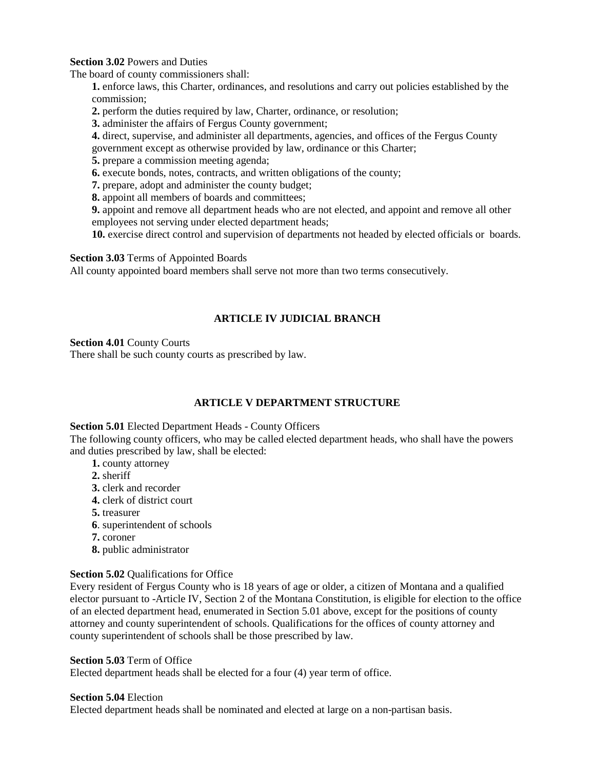**Section 3.02** Powers and Duties

The board of county commissioners shall:

1. enforce laws, this Charter, ordinances, and resolutions and carry out policies established by the commission;
2. perform the duties required by law, Charter, ordinance, or resolution;
3. administer the affairs of Fergus County government;
4. direct, supervise, and administer all departments, agencies, and offices of the Fergus County government except as otherwise provided by law, ordinance or this Charter;
5. prepare a commission meeting agenda;
6. execute bonds, notes, contracts, and written obligations of the county;
7. prepare, adopt and administer the county budget;
8. appoint all members of boards and committees;
9. appoint and remove all department heads who are not elected, and appoint and remove all other employees not serving under elected department heads;
10. exercise direct control and supervision of departments not headed by elected officials or boards.

**Section 3.03** Terms of Appointed Boards

All county appointed board members shall serve not more than two terms consecutively.

## ARTICLE IV JUDICIAL BRANCH

**Section 4.01** County Courts

There shall be such county courts as prescribed by law.

## ARTICLE V DEPARTMENT STRUCTURE

**Section 5.01** Elected Department Heads - County Officers

The following county officers, who may be called elected department heads, who shall have the powers and duties prescribed by law, shall be elected:

1. county attorney
2. sheriff
3. clerk and recorder
4. clerk of district court
5. treasurer
6. superintendent of schools
7. coroner
8. public administrator

**Section 5.02** Qualifications for Office

Every resident of Fergus County who is 18 years of age or older, a citizen of Montana and a qualified elector pursuant to -Article IV, Section 2 of the Montana Constitution, is eligible for election to the office of an elected department head, enumerated in Section 5.01 above, except for the positions of county attorney and county superintendent of schools. Qualifications for the offices of county attorney and county superintendent of schools shall be those prescribed by law.

**Section 5.03** Term of Office

Elected department heads shall be elected for a four (4) year term of office.

**Section 5.04** Election

Elected department heads shall be nominated and elected at large on a non-partisan basis.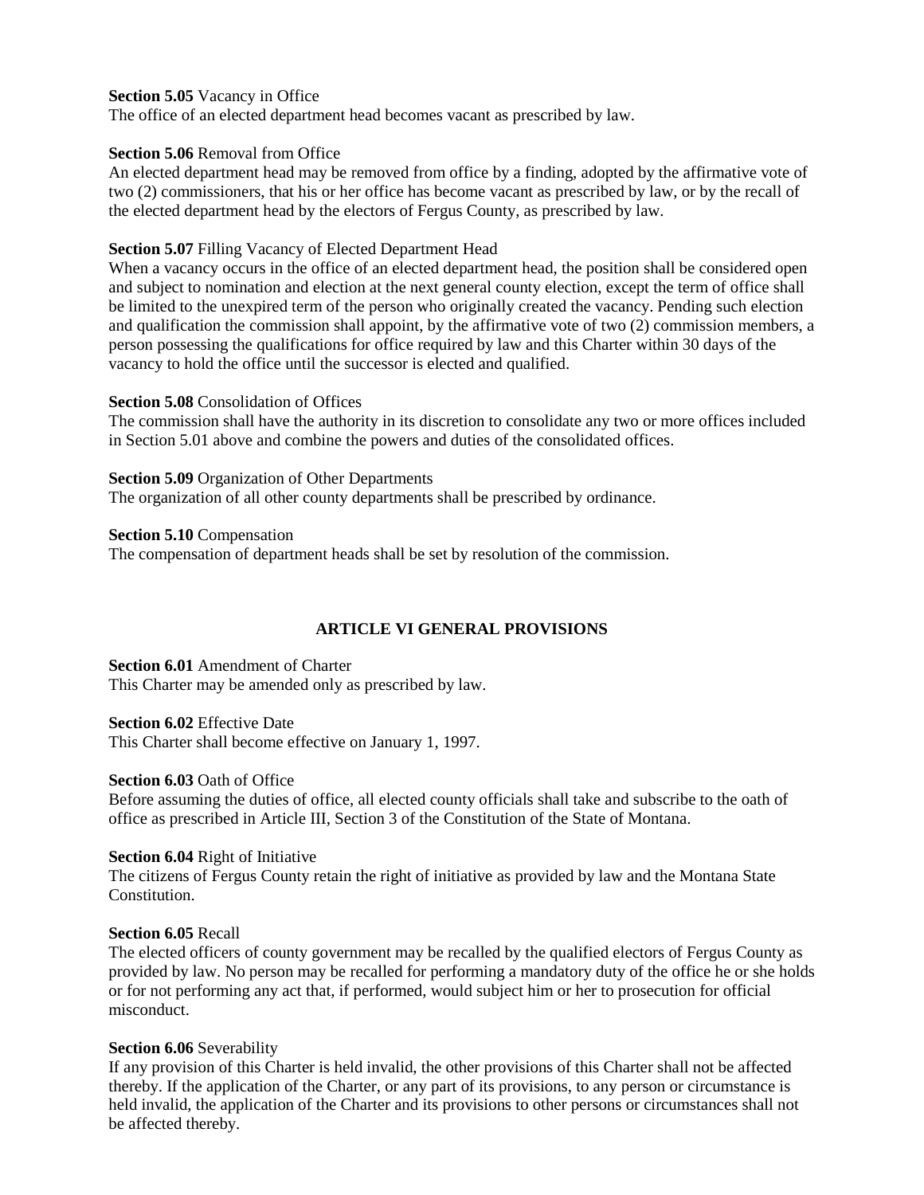**Section 5.05** Vacancy in Office
The office of an elected department head becomes vacant as prescribed by law.

**Section 5.06** Removal from Office
An elected department head may be removed from office by a finding, adopted by the affirmative vote of two (2) commissioners, that his or her office has become vacant as prescribed by law, or by the recall of the elected department head by the electors of Fergus County, as prescribed by law.

**Section 5.07** Filling Vacancy of Elected Department Head
When a vacancy occurs in the office of an elected department head, the position shall be considered open and subject to nomination and election at the next general county election, except the term of office shall be limited to the unexpired term of the person who originally created the vacancy. Pending such election and qualification the commission shall appoint, by the affirmative vote of two (2) commission members, a person possessing the qualifications for office required by law and this Charter within 30 days of the vacancy to hold the office until the successor is elected and qualified.

**Section 5.08** Consolidation of Offices
The commission shall have the authority in its discretion to consolidate any two or more offices included in Section 5.01 above and combine the powers and duties of the consolidated offices.

**Section 5.09** Organization of Other Departments
The organization of all other county departments shall be prescribed by ordinance.

**Section 5.10** Compensation
The compensation of department heads shall be set by resolution of the commission.

## ARTICLE VI GENERAL PROVISIONS

**Section 6.01** Amendment of Charter
This Charter may be amended only as prescribed by law.

**Section 6.02** Effective Date
This Charter shall become effective on January 1, 1997.

**Section 6.03** Oath of Office
Before assuming the duties of office, all elected county officials shall take and subscribe to the oath of office as prescribed in Article III, Section 3 of the Constitution of the State of Montana.

**Section 6.04** Right of Initiative
The citizens of Fergus County retain the right of initiative as provided by law and the Montana State Constitution.

**Section 6.05** Recall
The elected officers of county government may be recalled by the qualified electors of Fergus County as provided by law. No person may be recalled for performing a mandatory duty of the office he or she holds or for not performing any act that, if performed, would subject him or her to prosecution for official misconduct.

**Section 6.06** Severability
If any provision of this Charter is held invalid, the other provisions of this Charter shall not be affected thereby. If the application of the Charter, or any part of its provisions, to any person or circumstance is held invalid, the application of the Charter and its provisions to other persons or circumstances shall not be affected thereby.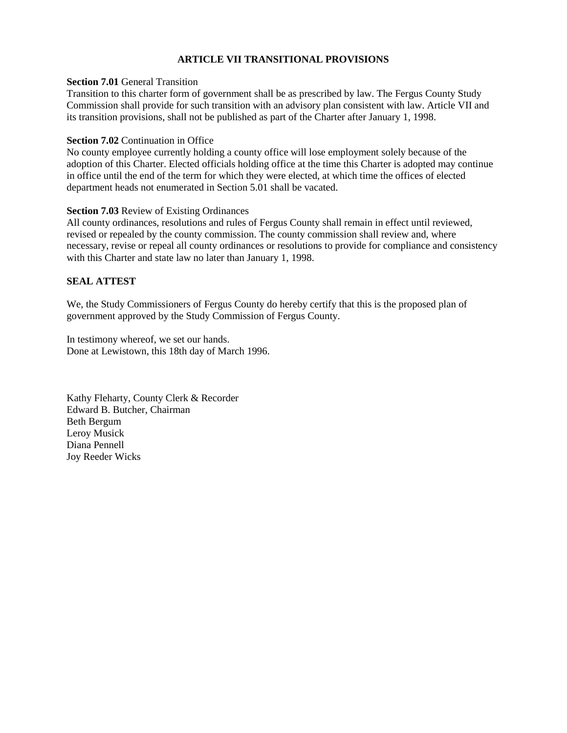## ARTICLE VII TRANSITIONAL PROVISIONS

**Section 7.01** General Transition
Transition to this charter form of government shall be as prescribed by law. The Fergus County Study Commission shall provide for such transition with an advisory plan consistent with law. Article VII and its transition provisions, shall not be published as part of the Charter after January 1, 1998.

**Section 7.02** Continuation in Office
No county employee currently holding a county office will lose employment solely because of the adoption of this Charter. Elected officials holding office at the time this Charter is adopted may continue in office until the end of the term for which they were elected, at which time the offices of elected department heads not enumerated in Section 5.01 shall be vacated.

**Section 7.03** Review of Existing Ordinances
All county ordinances, resolutions and rules of Fergus County shall remain in effect until reviewed, revised or repealed by the county commission. The county commission shall review and, where necessary, revise or repeal all county ordinances or resolutions to provide for compliance and consistency with this Charter and state law no later than January 1, 1998.

**SEAL ATTEST**

We, the Study Commissioners of Fergus County do hereby certify that this is the proposed plan of government approved by the Study Commission of Fergus County.

In testimony whereof, we set our hands.
Done at Lewistown, this 18th day of March 1996.

Kathy Fleharty, County Clerk & Recorder
Edward B. Butcher, Chairman
Beth Bergum
Leroy Musick
Diana Pennell
Joy Reeder Wicks